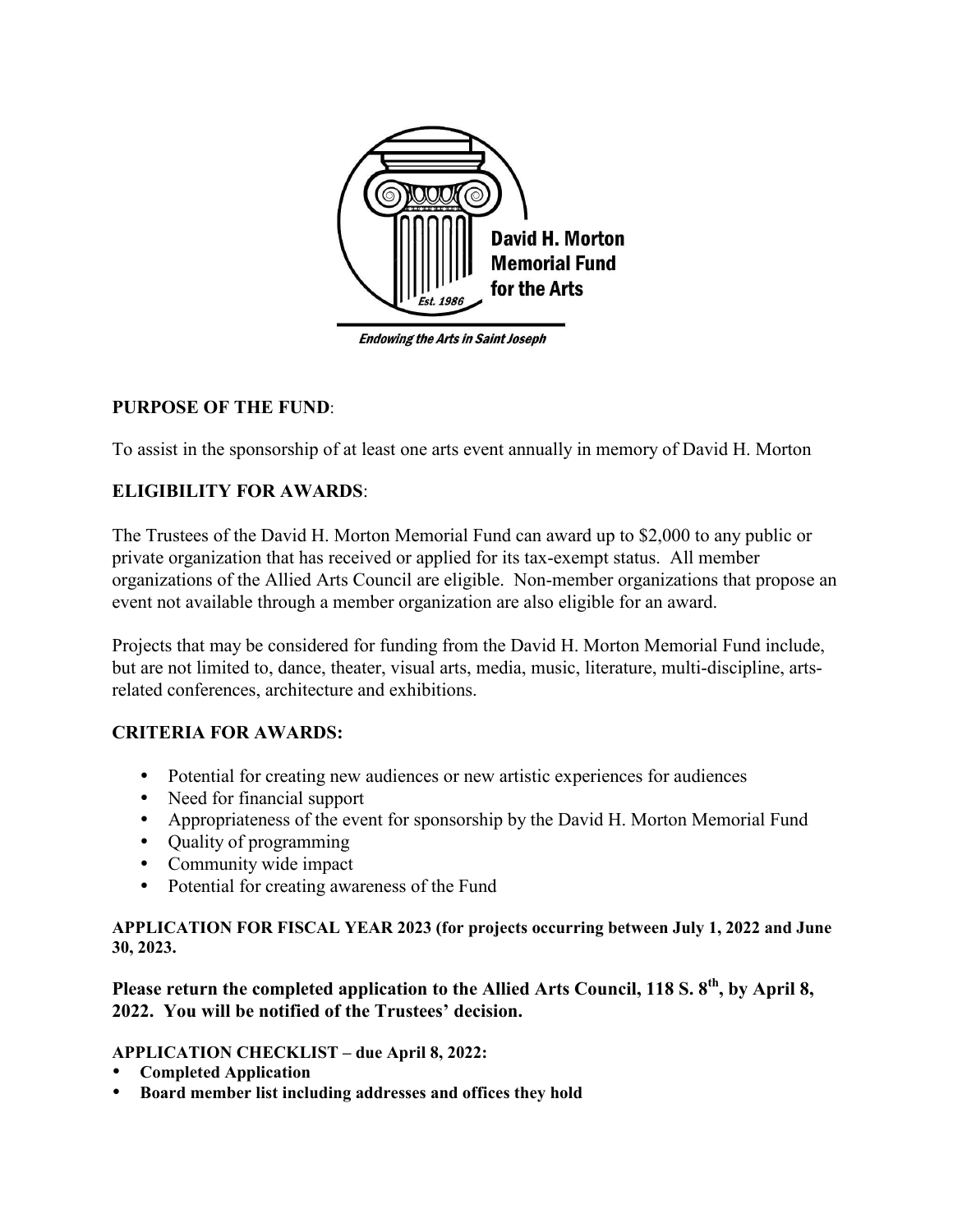David H. Morton Memorial Fund for the Arts

Est. 1986

*Endowing the Arts in Saint Joseph*

**PURPOSE OF THE FUND**:

To assist in the sponsorship of at least one arts event annually in memory of David H. Morton

**ELIGIBILITY FOR AWARDS**:

The Trustees of the David H. Morton Memorial Fund can award up to $2,000 to any public or private organization that has received or applied for its tax-exempt status. All member organizations of the Allied Arts Council are eligible. Non-member organizations that propose an event not available through a member organization are also eligible for an award.

Projects that may be considered for funding from the David H. Morton Memorial Fund include, but are not limited to, dance, theater, visual arts, media, music, literature, multi-discipline, arts-related conferences, architecture and exhibitions.

**CRITERIA FOR AWARDS:**

- Potential for creating new audiences or new artistic experiences for audiences
- Need for financial support
- Appropriateness of the event for sponsorship by the David H. Morton Memorial Fund
- Quality of programming
- Community wide impact
- Potential for creating awareness of the Fund

**APPLICATION FOR FISCAL YEAR 2023 (for projects occurring between July 1, 2022 and June 30, 2023.**

**Please return the completed application to the Allied Arts Council, 118 S. 8th, by April 8, 2022. You will be notified of the Trustees' decision.**

**APPLICATION CHECKLIST – due April 8, 2022:**

- **Completed Application**
- **Board member list including addresses and offices they hold**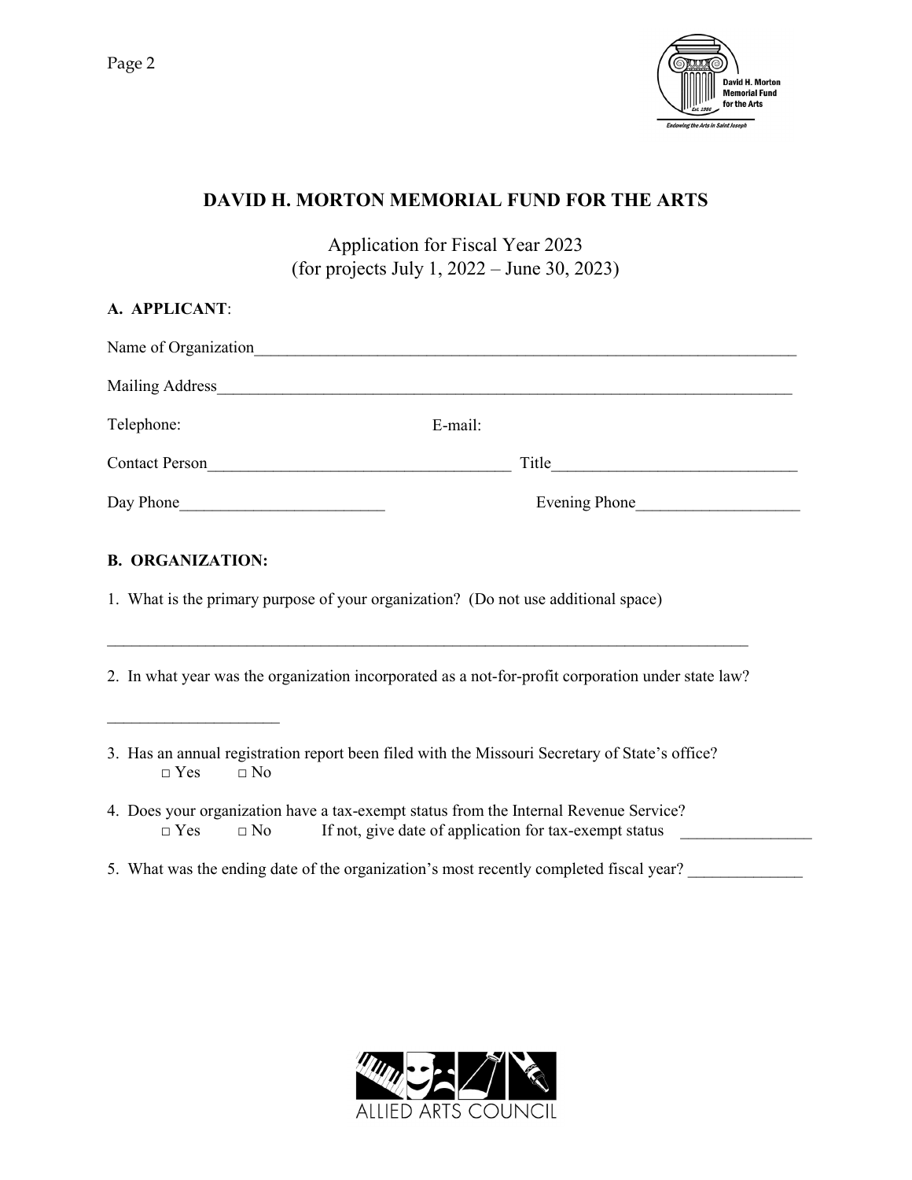# DAVID H. MORTON MEMORIAL FUND FOR THE ARTS

Application for Fiscal Year 2023
(for projects July 1, 2022 – June 30, 2023)

**A. APPLICANT**:

Name of Organization_______________________________________________________________________

Mailing Address_____________________________________________________________________________

Telephone: E-mail:

Contact Person_____________________________________ Title_____________________________

Day Phone_________________________ Evening Phone____________________

**B. ORGANIZATION:**

1. What is the primary purpose of your organization? (Do not use additional space)

_______________________________________________________________________________

2. In what year was the organization incorporated as a not-for-profit corporation under state law?

_____________________

3. Has an annual registration report been filed with the Missouri Secretary of State's office?
   □ Yes □ No

4. Does your organization have a tax-exempt status from the Internal Revenue Service?
   □ Yes □ No If not, give date of application for tax-exempt status ________________

5. What was the ending date of the organization's most recently completed fiscal year? ______________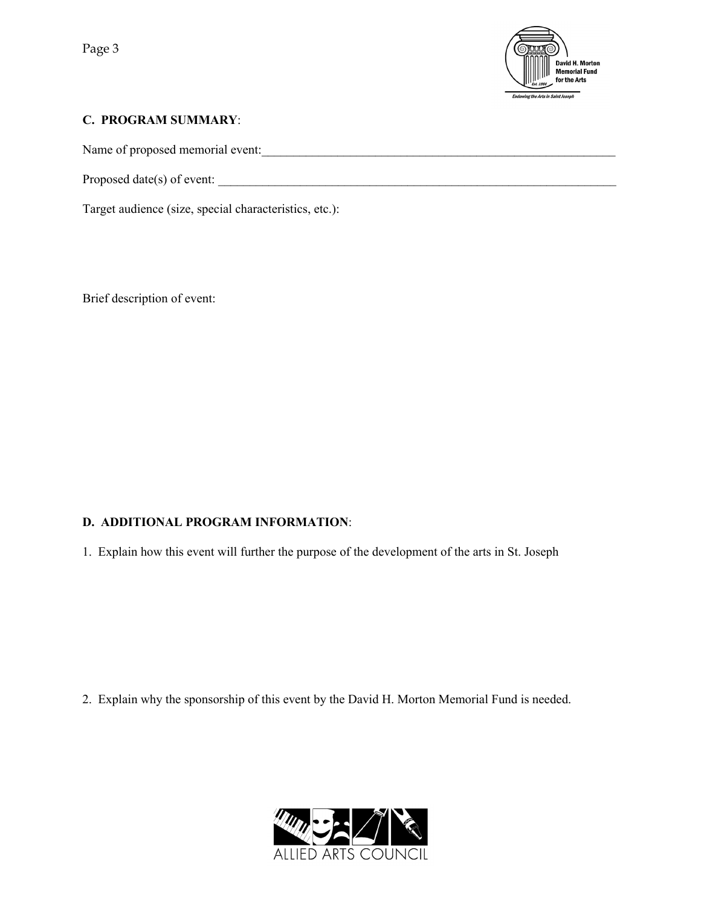## C. PROGRAM SUMMARY:

Name of proposed memorial event:___________________________________________________________

Proposed date(s) of event: _________________________________________________________________

Target audience (size, special characteristics, etc.):

Brief description of event:

## D. ADDITIONAL PROGRAM INFORMATION:

1. Explain how this event will further the purpose of the development of the arts in St. Joseph

2. Explain why the sponsorship of this event by the David H. Morton Memorial Fund is needed.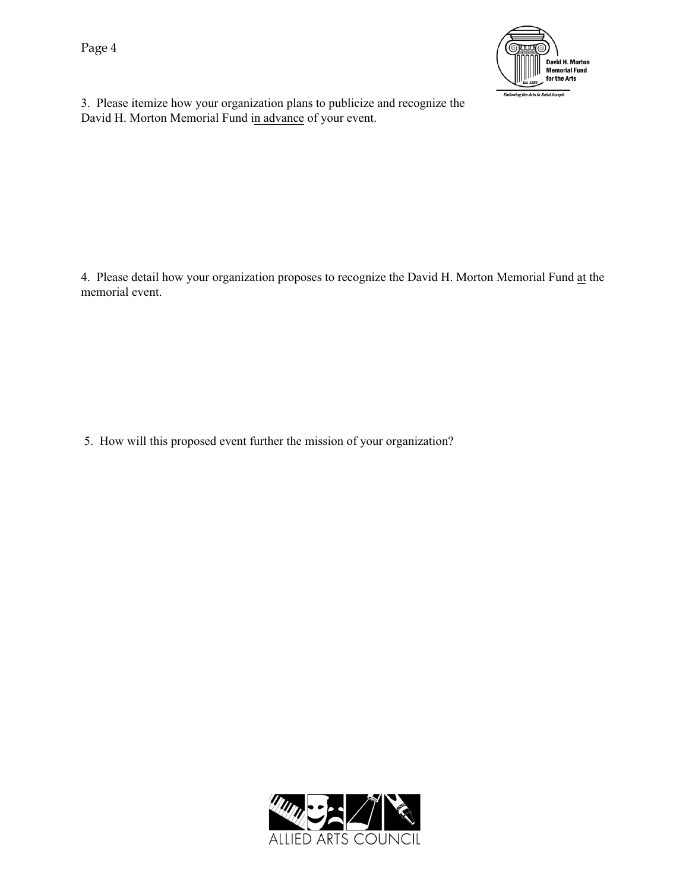3. Please itemize how your organization plans to publicize and recognize the David H. Morton Memorial Fund <u>in advance</u> of your event.

4. Please detail how your organization proposes to recognize the David H. Morton Memorial Fund <u>at</u> the memorial event.

5. How will this proposed event further the mission of your organization?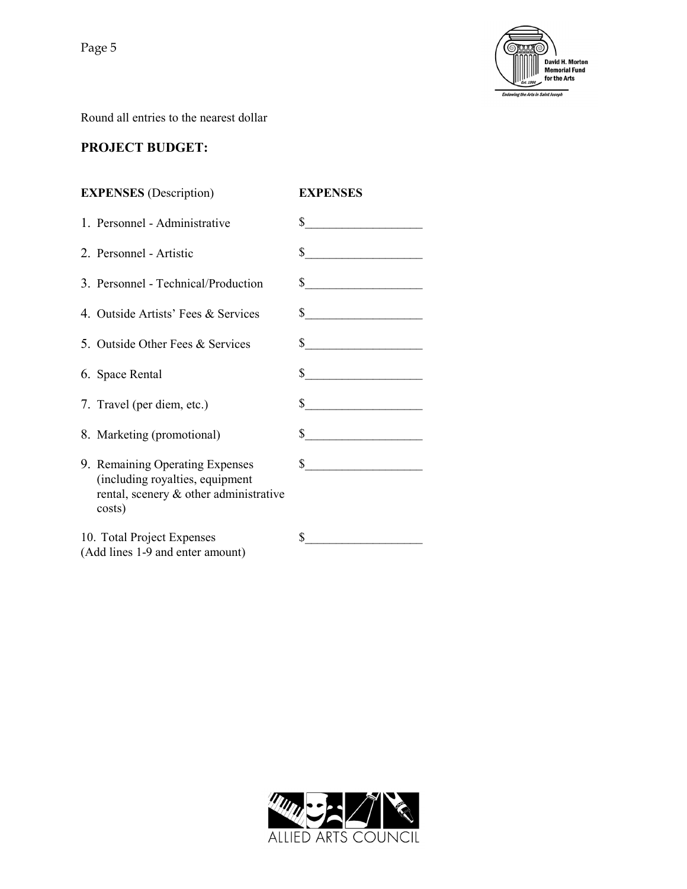Round all entries to the nearest dollar

## PROJECT BUDGET:

| **EXPENSES** (Description) | **EXPENSES** |
|---|---|
| 1. Personnel - Administrative | $___________________ |
| 2. Personnel - Artistic | $___________________ |
| 3. Personnel - Technical/Production | $___________________ |
| 4. Outside Artists' Fees & Services | $___________________ |
| 5. Outside Other Fees & Services | $___________________ |
| 6. Space Rental | $___________________ |
| 7. Travel (per diem, etc.) | $___________________ |
| 8. Marketing (promotional) | $___________________ |
| 9. Remaining Operating Expenses (including royalties, equipment rental, scenery & other administrative costs) | $___________________ |
| 10. Total Project Expenses (Add lines 1-9 and enter amount) | $___________________ |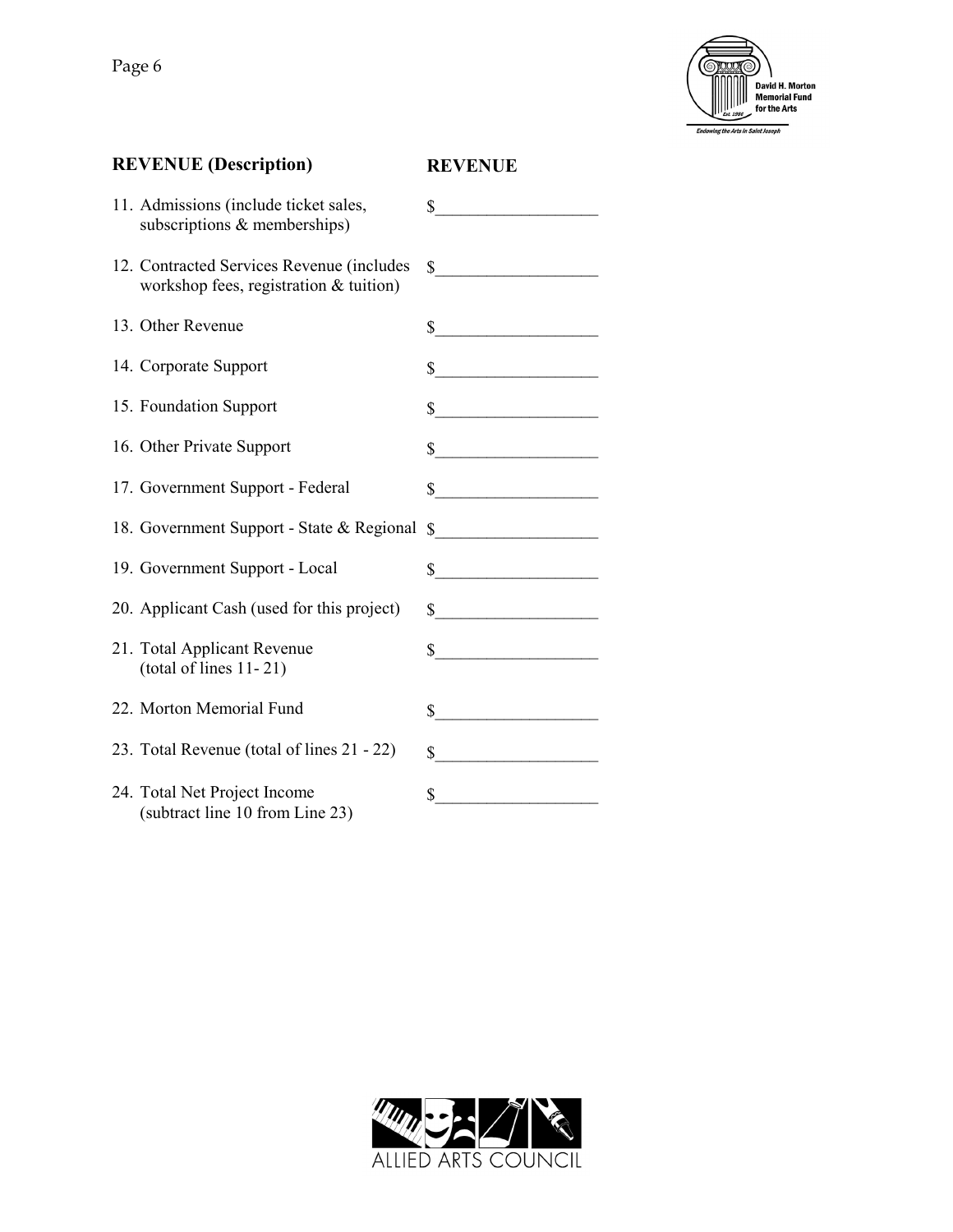| REVENUE (Description) | REVENUE |
|---|---|
| 11. Admissions (include ticket sales, subscriptions & memberships) | $__________________ |
| 12. Contracted Services Revenue (includes workshop fees, registration & tuition) | $__________________ |
| 13. Other Revenue | $__________________ |
| 14. Corporate Support | $__________________ |
| 15. Foundation Support | $__________________ |
| 16. Other Private Support | $__________________ |
| 17. Government Support - Federal | $__________________ |
| 18. Government Support - State & Regional | $__________________ |
| 19. Government Support - Local | $__________________ |
| 20. Applicant Cash (used for this project) | $__________________ |
| 21. Total Applicant Revenue (total of lines 11- 21) | $__________________ |
| 22. Morton Memorial Fund | $__________________ |
| 23. Total Revenue (total of lines 21 - 22) | $__________________ |
| 24. Total Net Project Income (subtract line 10 from Line 23) | $__________________ |

ALLIED ARTS COUNCIL